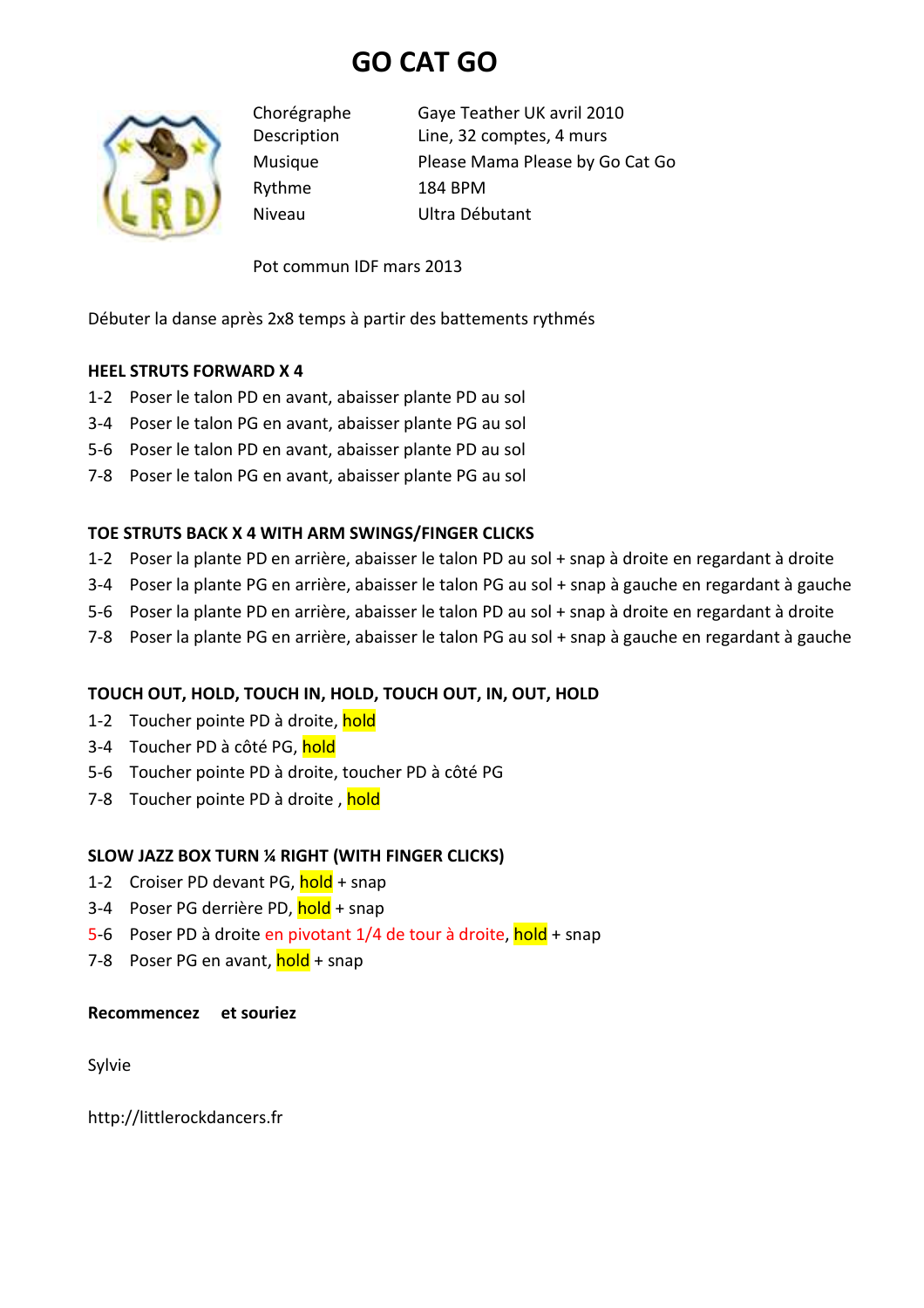# GO CAT GO

| | |
|---|---|
| Chorégraphe | Gaye Teather UK avril 2010 |
| Description | Line, 32 comptes, 4 murs |
| Musique | Please Mama Please by Go Cat Go |
| Rythme | 184 BPM |
| Niveau | Ultra Débutant |

Pot commun IDF mars 2013

Débuter la danse après 2x8 temps à partir des battements rythmés

**HEEL STRUTS FORWARD X 4**

1-2 Poser le talon PD en avant, abaisser plante PD au sol
3-4 Poser le talon PG en avant, abaisser plante PG au sol
5-6 Poser le talon PD en avant, abaisser plante PD au sol
7-8 Poser le talon PG en avant, abaisser plante PG au sol

**TOE STRUTS BACK X 4 WITH ARM SWINGS/FINGER CLICKS**

1-2 Poser la plante PD en arrière, abaisser le talon PD au sol + snap à droite en regardant à droite
3-4 Poser la plante PG en arrière, abaisser le talon PG au sol + snap à gauche en regardant à gauche
5-6 Poser la plante PD en arrière, abaisser le talon PD au sol + snap à droite en regardant à droite
7-8 Poser la plante PG en arrière, abaisser le talon PG au sol + snap à gauche en regardant à gauche

**TOUCH OUT, HOLD, TOUCH IN, HOLD, TOUCH OUT, IN, OUT, HOLD**

1-2 Toucher pointe PD à droite, hold
3-4 Toucher PD à côté PG, hold
5-6 Toucher pointe PD à droite, toucher PD à côté PG
7-8 Toucher pointe PD à droite , hold

**SLOW JAZZ BOX TURN ¼ RIGHT (WITH FINGER CLICKS)**

1-2 Croiser PD devant PG, hold + snap
3-4 Poser PG derrière PD, hold + snap
5-6 Poser PD à droite en pivotant 1/4 de tour à droite, hold + snap
7-8 Poser PG en avant, hold + snap

**Recommencez et souriez**

Sylvie

http://littlerockdancers.fr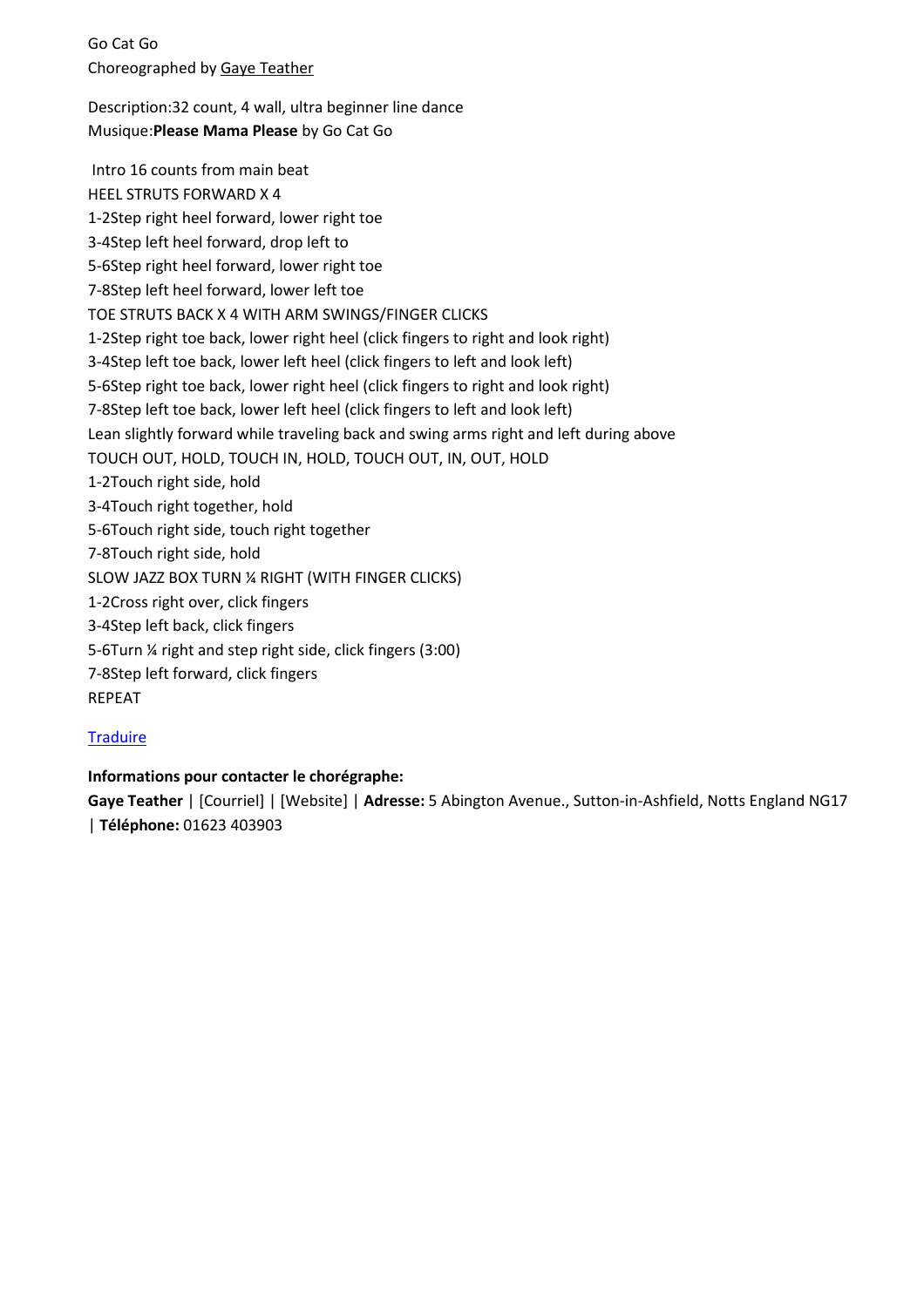Go Cat Go
Choreographed by Gaye Teather

Description:32 count, 4 wall, ultra beginner line dance
Musique:**Please Mama Please** by Go Cat Go

Intro 16 counts from main beat
HEEL STRUTS FORWARD X 4
1-2Step right heel forward, lower right toe
3-4Step left heel forward, drop left to
5-6Step right heel forward, lower right toe
7-8Step left heel forward, lower left toe
TOE STRUTS BACK X 4 WITH ARM SWINGS/FINGER CLICKS
1-2Step right toe back, lower right heel (click fingers to right and look right)
3-4Step left toe back, lower left heel (click fingers to left and look left)
5-6Step right toe back, lower right heel (click fingers to right and look right)
7-8Step left toe back, lower left heel (click fingers to left and look left)
Lean slightly forward while traveling back and swing arms right and left during above
TOUCH OUT, HOLD, TOUCH IN, HOLD, TOUCH OUT, IN, OUT, HOLD
1-2Touch right side, hold
3-4Touch right together, hold
5-6Touch right side, touch right together
7-8Touch right side, hold
SLOW JAZZ BOX TURN ¼ RIGHT (WITH FINGER CLICKS)
1-2Cross right over, click fingers
3-4Step left back, click fingers
5-6Turn ¼ right and step right side, click fingers (3:00)
7-8Step left forward, click fingers
REPEAT

Traduire

**Informations pour contacter le chorégraphe:**
**Gaye Teather** | [Courriel] | [Website] | **Adresse:** 5 Abington Avenue., Sutton-in-Ashfield, Notts England NG17 | **Téléphone:** 01623 403903